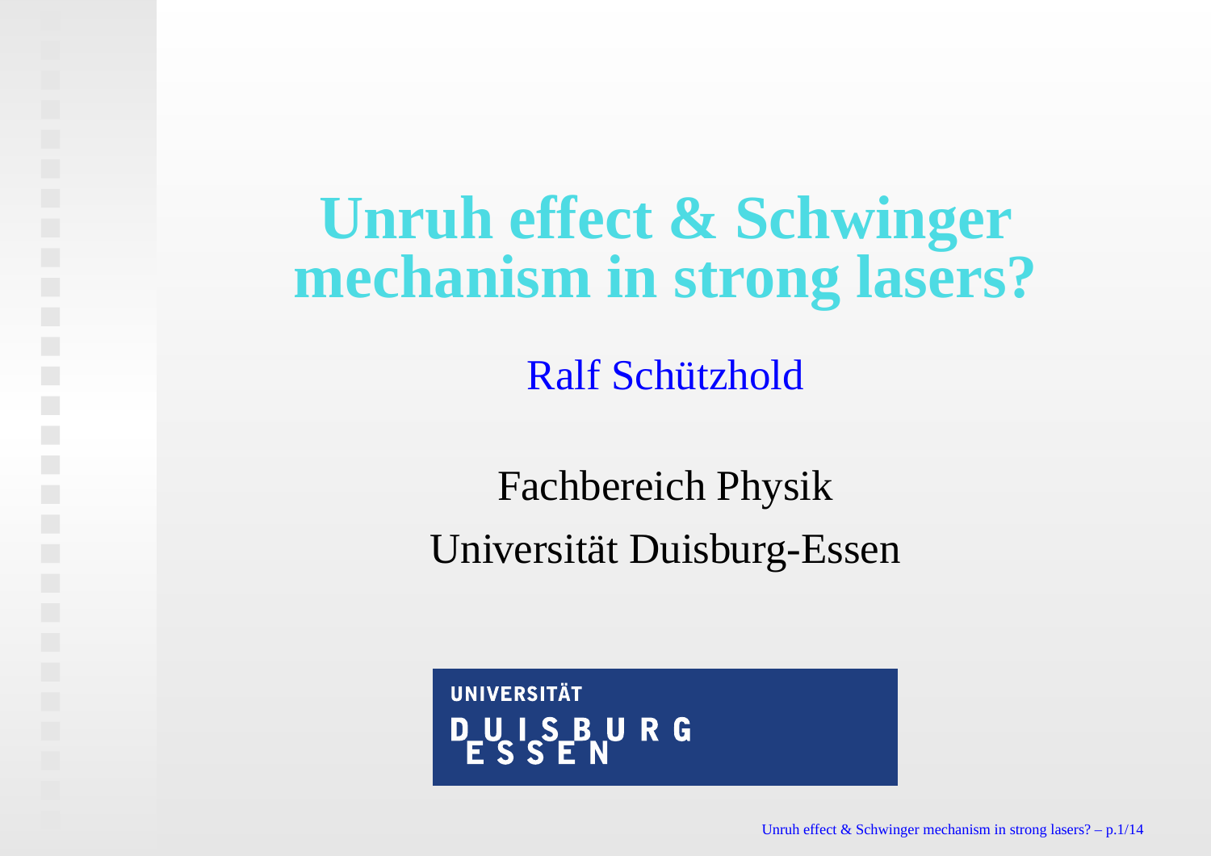# Unruh effect & Schwinger mechanism in strong lasers?

Ralf Schützhold

Fachbereich Physik

Universität Duisburg-Essen

UNIVERSITÄT DUISBURG ESSEN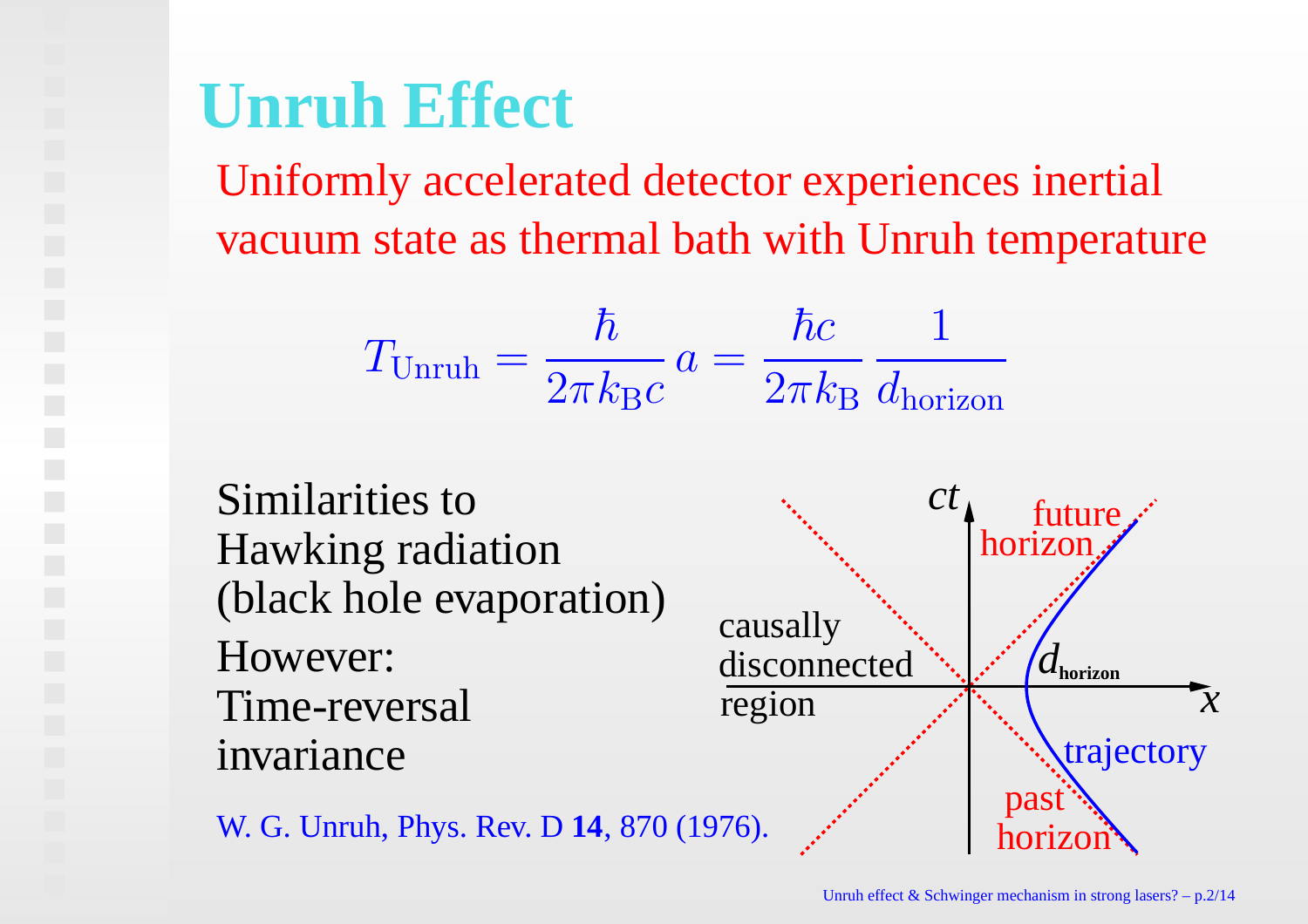# Unruh Effect

Uniformly accelerated detector experiences inertial vacuum state as thermal bath with Unruh temperature

$$T_{\text{Unruh}} = \frac{\hbar}{2\pi k_{\text{B}} c}\, a = \frac{\hbar c}{2\pi k_{\text{B}}}\, \frac{1}{d_{\text{horizon}}}$$

Similarities to Hawking radiation (black hole evaporation)

However: Time-reversal invariance

W. G. Unruh, Phys. Rev. D **14**, 870 (1976).

$ct$

future horizon

causally disconnected region

$d_{\text{horizon}}$

$x$

trajectory

past horizon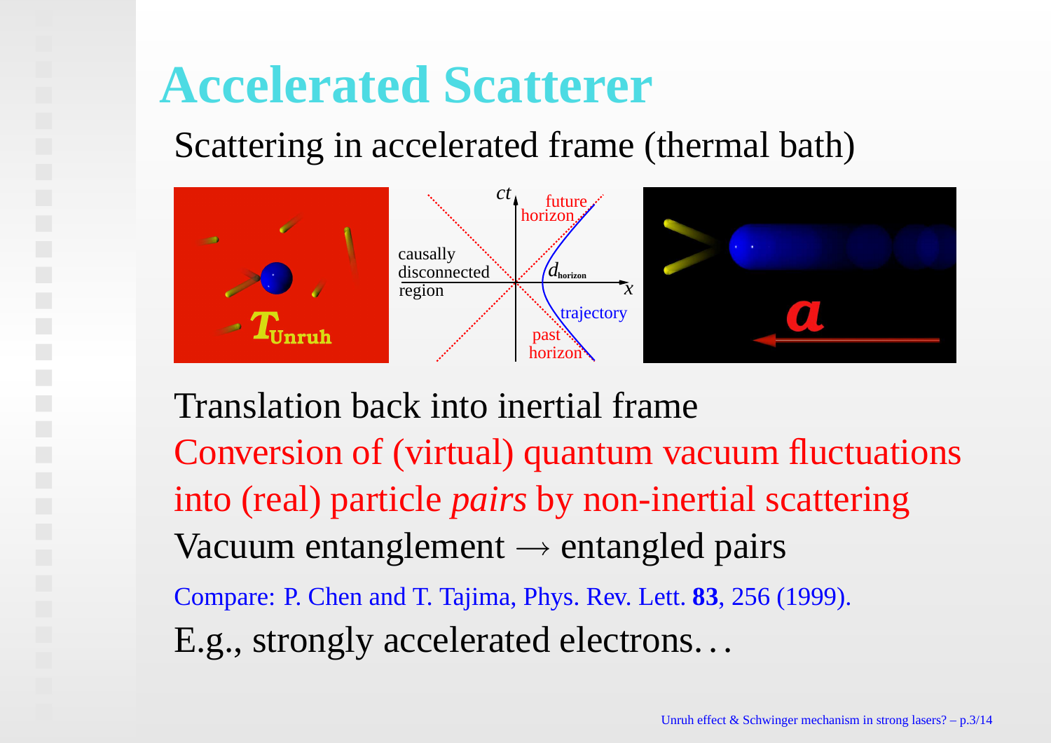# Accelerated Scatterer

Scattering in accelerated frame (thermal bath)

Translation back into inertial frame

Conversion of (virtual) quantum vacuum fluctuations into (real) particle *pairs* by non-inertial scattering

Vacuum entanglement $\rightarrow$ entangled pairs

Compare: P. Chen and T. Tajima, Phys. Rev. Lett. **83**, 256 (1999).

E.g., strongly accelerated electrons...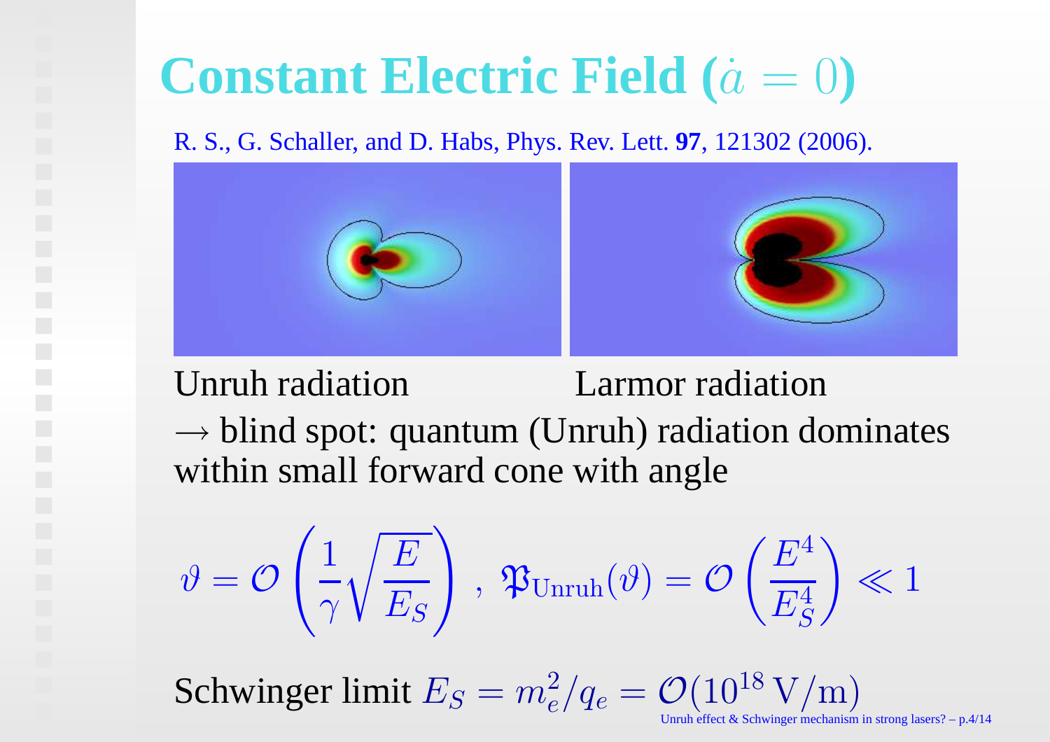# Constant Electric Field ($\dot{a} = 0$)

R. S., G. Schaller, and D. Habs, Phys. Rev. Lett. **97**, 121302 (2006).

Unruh radiation — Larmor radiation

$\rightarrow$ blind spot: quantum (Unruh) radiation dominates within small forward cone with angle

$$\vartheta = \mathcal{O}\left(\frac{1}{\gamma}\sqrt{\frac{E}{E_S}}\right) \,,\; \mathfrak{P}_{\rm Unruh}(\vartheta) = \mathcal{O}\left(\frac{E^4}{E_S^4}\right) \ll 1$$

Schwinger limit $E_S = m_e^2/q_e = \mathcal{O}(10^{18}\,\mathrm{V/m})$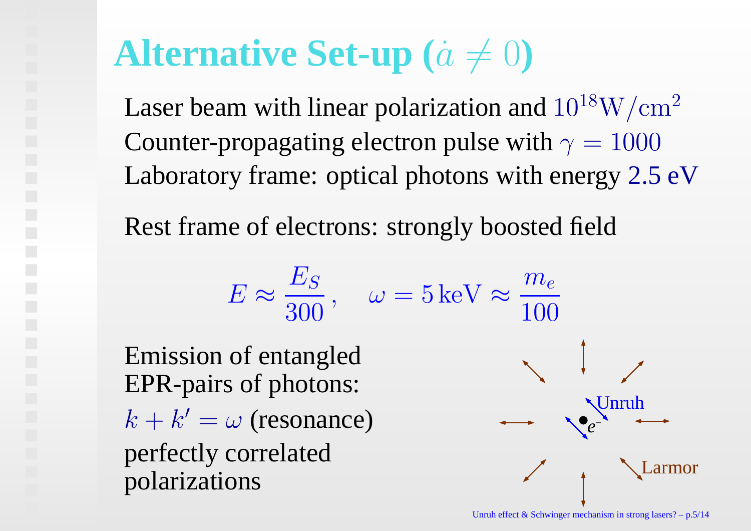# Alternative Set-up ($\dot{a} \neq 0$)

Laser beam with linear polarization and $10^{18}\mathrm{W/cm}^2$
Counter-propagating electron pulse with $\gamma = 1000$
Laboratory frame: optical photons with energy 2.5 eV

Rest frame of electrons: strongly boosted field

$$E \approx \frac{E_S}{300}\,, \quad \omega = 5\,\mathrm{keV} \approx \frac{m_e}{100}$$

Emission of entangled EPR-pairs of photons:
$k + k' = \omega$ (resonance)
perfectly correlated polarizations

Unruh

$e^-$

Larmor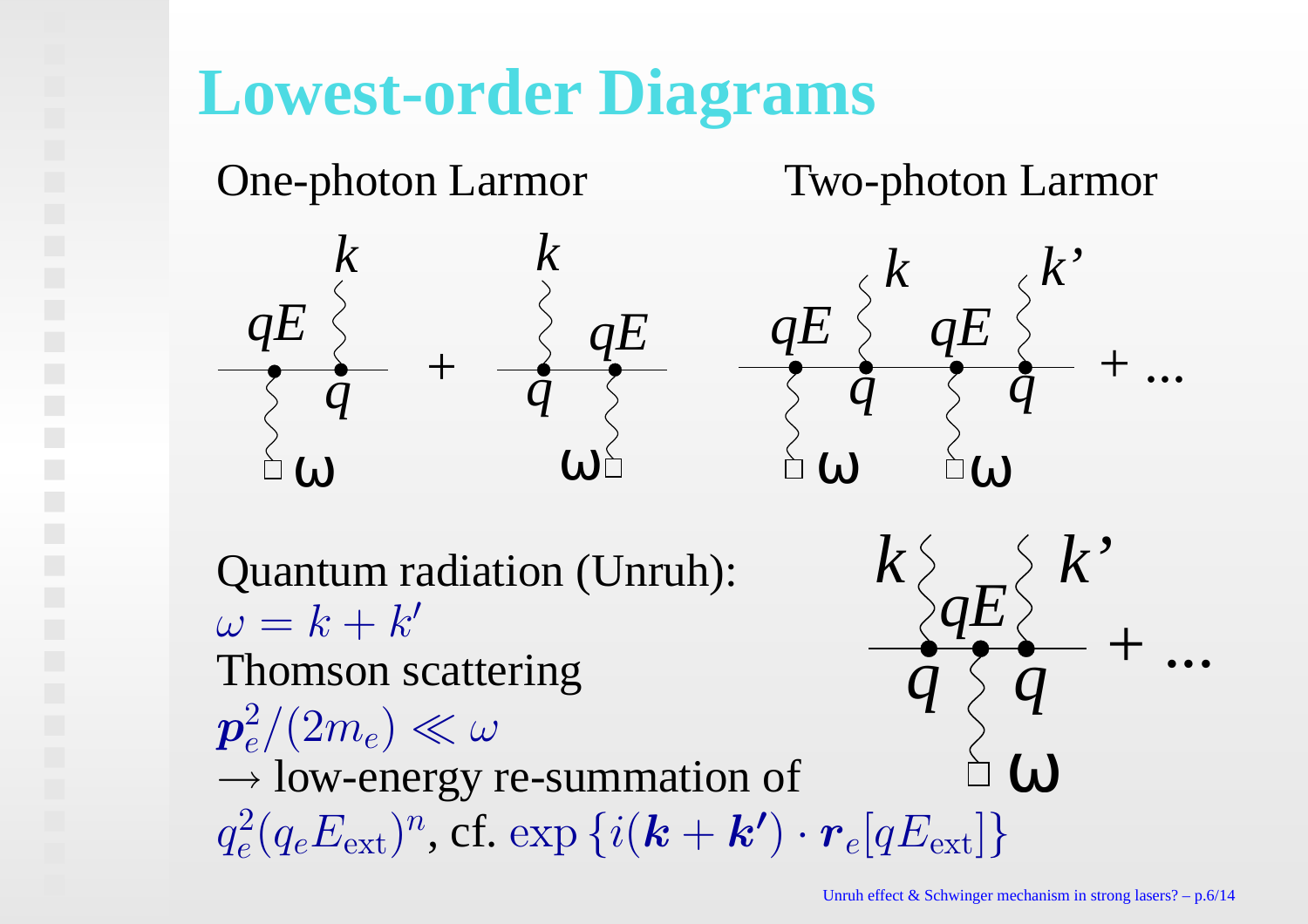# Lowest-order Diagrams

One-photon Larmor

Two-photon Larmor

Quantum radiation (Unruh):
$\omega = k + k'$
Thomson scattering
$\boldsymbol{p}_e^2/(2m_e) \ll \omega$
$\rightarrow$ low-energy re-summation of
$q_e^2(q_e E_{\rm ext})^n$, cf. $\exp\left\{i(\boldsymbol{k}+\boldsymbol{k'})\cdot\boldsymbol{r}_e[qE_{\rm ext}]\right\}$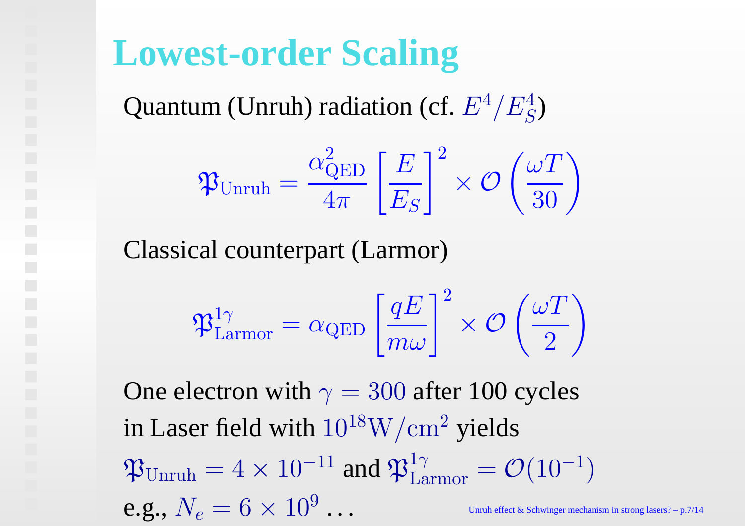# Lowest-order Scaling

Quantum (Unruh) radiation (cf. $E^4/E_S^4$)

$$\mathfrak{P}_{\rm Unruh} = \frac{\alpha_{\rm QED}^2}{4\pi}\left[\frac{E}{E_S}\right]^2 \times \mathcal{O}\left(\frac{\omega T}{30}\right)$$

Classical counterpart (Larmor)

$$\mathfrak{P}_{\rm Larmor}^{1\gamma} = \alpha_{\rm QED}\left[\frac{qE}{m\omega}\right]^2 \times \mathcal{O}\left(\frac{\omega T}{2}\right)$$

One electron with $\gamma = 300$ after 100 cycles in Laser field with $10^{18}\mathrm{W/cm}^2$ yields $\mathfrak{P}_{\rm Unruh} = 4 \times 10^{-11}$ and $\mathfrak{P}_{\rm Larmor}^{1\gamma} = \mathcal{O}(10^{-1})$

e.g., $N_e = 6 \times 10^9 \ldots$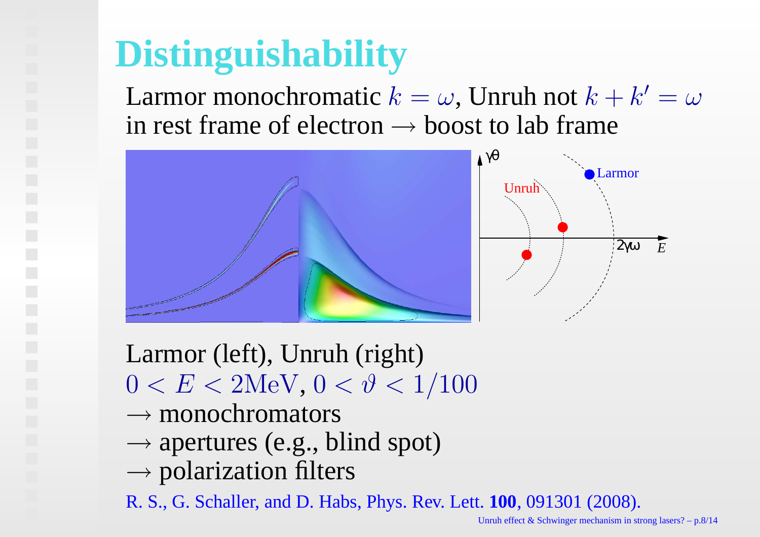# Distinguishability

Larmor monochromatic $k = \omega$, Unruh not $k + k' = \omega$
in rest frame of electron $\rightarrow$ boost to lab frame

Larmor (left), Unruh (right)
$0 < E < 2\text{MeV}$, $0 < \vartheta < 1/100$

$\rightarrow$ monochromators
$\rightarrow$ apertures (e.g., blind spot)
$\rightarrow$ polarization filters

R. S., G. Schaller, and D. Habs, Phys. Rev. Lett. **100**, 091301 (2008).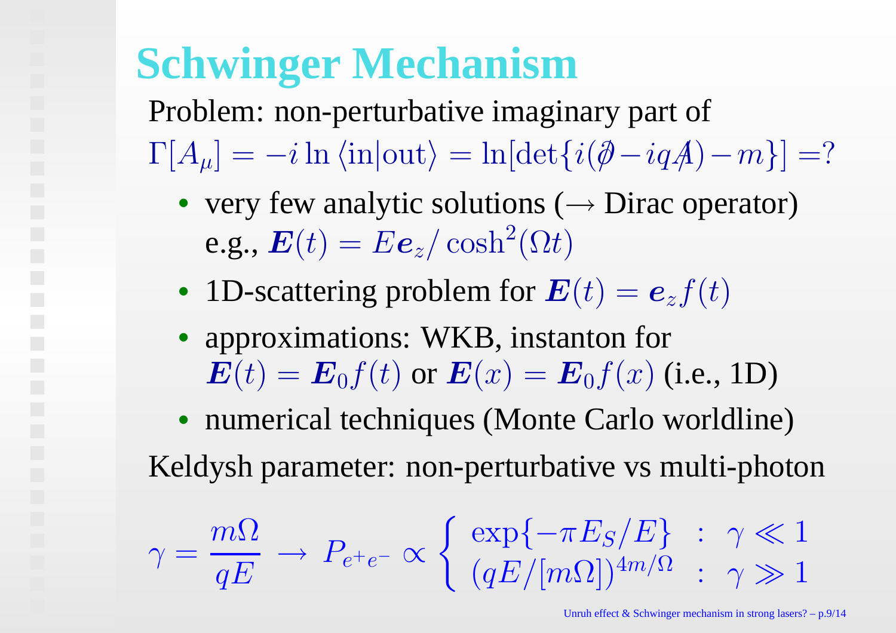# Schwinger Mechanism

Problem: non-perturbative imaginary part of

$\Gamma[A_\mu] = -i \ln \langle \text{in}|\text{out}\rangle = \ln[\det\{i(\partial\!\!\!/ - iqA\!\!\!/) - m\}] = ?$

- very few analytic solutions ($\rightarrow$ Dirac operator) e.g., $\boldsymbol{E}(t) = E\boldsymbol{e}_z/\cosh^2(\Omega t)$
- 1D-scattering problem for $\boldsymbol{E}(t) = \boldsymbol{e}_z f(t)$
- approximations: WKB, instanton for $\boldsymbol{E}(t) = \boldsymbol{E}_0 f(t)$ or $\boldsymbol{E}(x) = \boldsymbol{E}_0 f(x)$ (i.e., 1D)
- numerical techniques (Monte Carlo worldline)

Keldysh parameter: non-perturbative vs multi-photon

$$\gamma = \frac{m\Omega}{qE} \rightarrow P_{e^+e^-} \propto \begin{cases} \exp\{-\pi E_S/E\} & : \ \gamma \ll 1 \\ (qE/[m\Omega])^{4m/\Omega} & : \ \gamma \gg 1 \end{cases}$$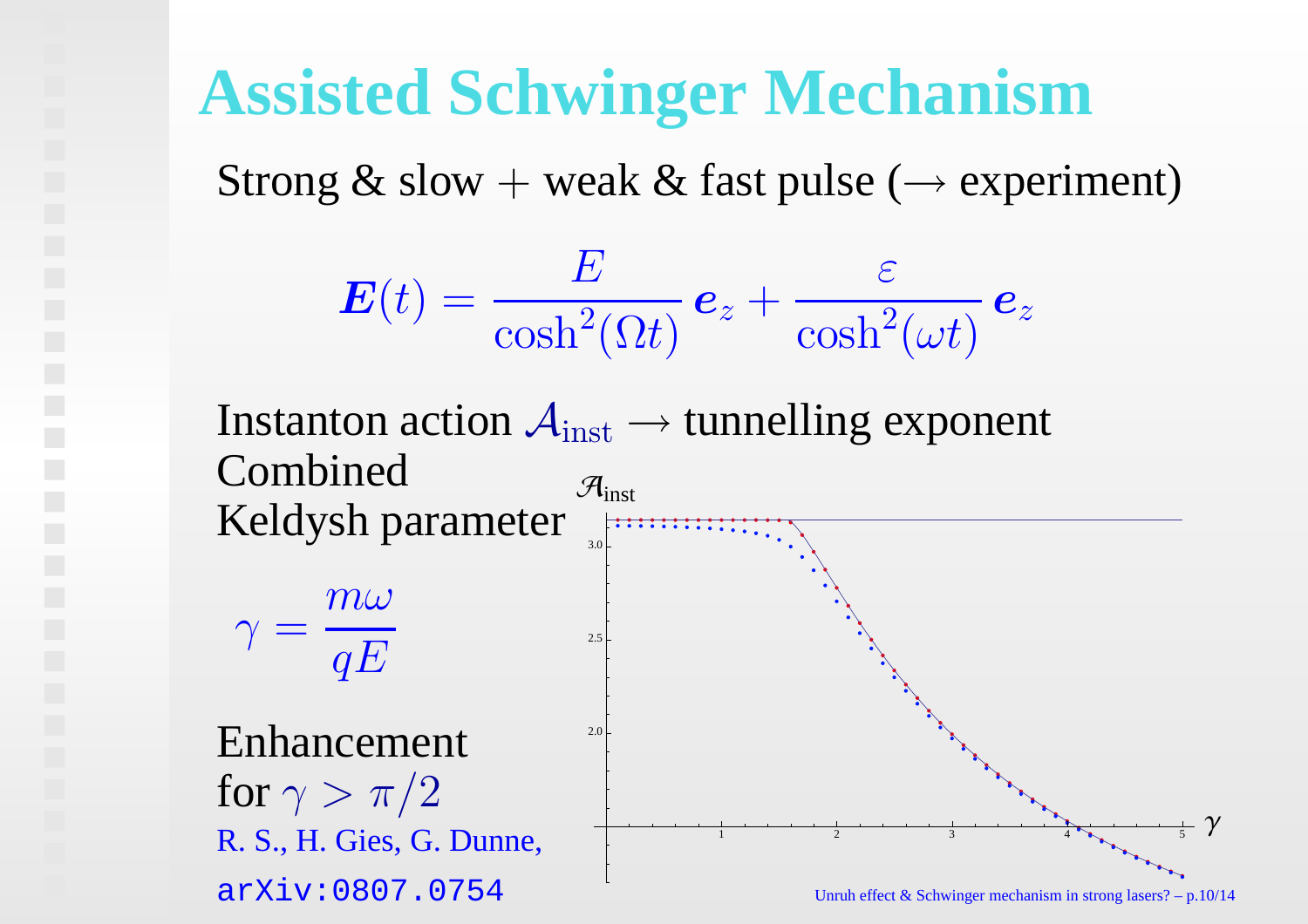# Assisted Schwinger Mechanism

Strong & slow + weak & fast pulse ($\rightarrow$ experiment)

$$\boldsymbol{E}(t) = \frac{E}{\cosh^2(\Omega t)}\,\boldsymbol{e}_z + \frac{\varepsilon}{\cosh^2(\omega t)}\,\boldsymbol{e}_z$$

Instanton action $\mathcal{A}_{\text{inst}} \rightarrow$ tunnelling exponent

Combined Keldysh parameter

$$\gamma = \frac{m\omega}{qE}$$

Enhancement for $\gamma > \pi/2$

R. S., H. Gies, G. Dunne, arXiv:0807.0754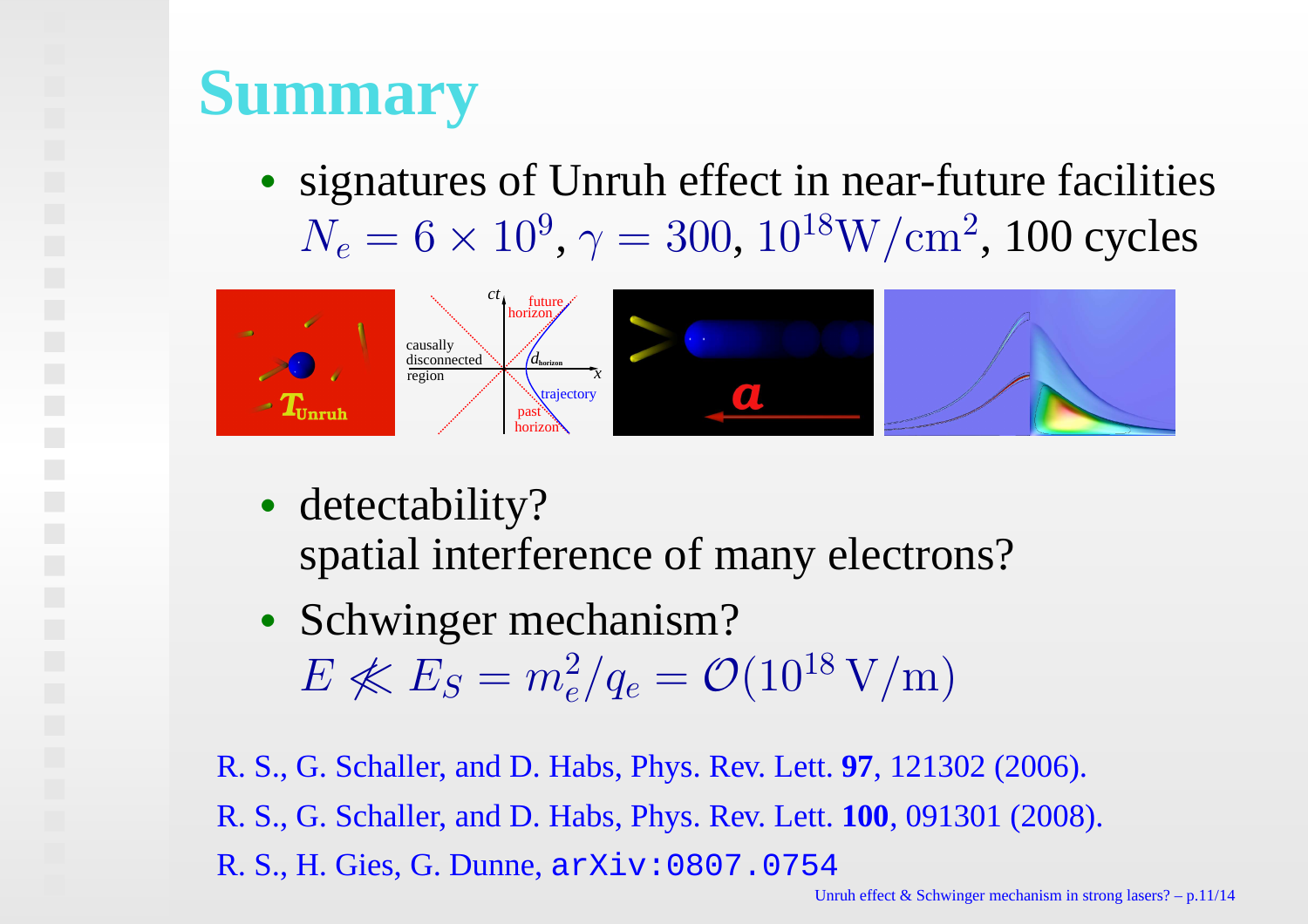# Summary

- signatures of Unruh effect in near-future facilities
  $N_e = 6 \times 10^9$, $\gamma = 300$, $10^{18}\mathrm{W/cm^2}$, 100 cycles

- detectability?
  spatial interference of many electrons?
- Schwinger mechanism?
  $E \lll E_S = m_e^2/q_e = \mathcal{O}(10^{18}\,\mathrm{V/m})$

R. S., G. Schaller, and D. Habs, Phys. Rev. Lett. **97**, 121302 (2006).

R. S., G. Schaller, and D. Habs, Phys. Rev. Lett. **100**, 091301 (2008).

R. S., H. Gies, G. Dunne, `arXiv:0807.0754`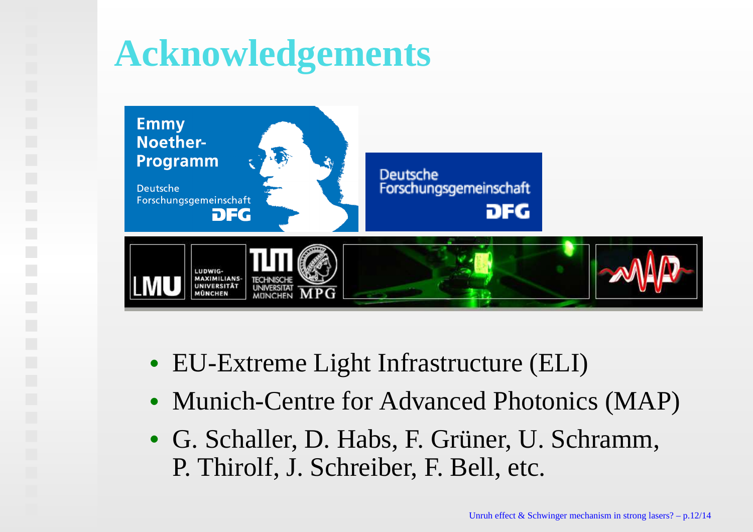# Acknowledgements

- EU-Extreme Light Infrastructure (ELI)
- Munich-Centre for Advanced Photonics (MAP)
- G. Schaller, D. Habs, F. Grüner, U. Schramm, P. Thirolf, J. Schreiber, F. Bell, etc.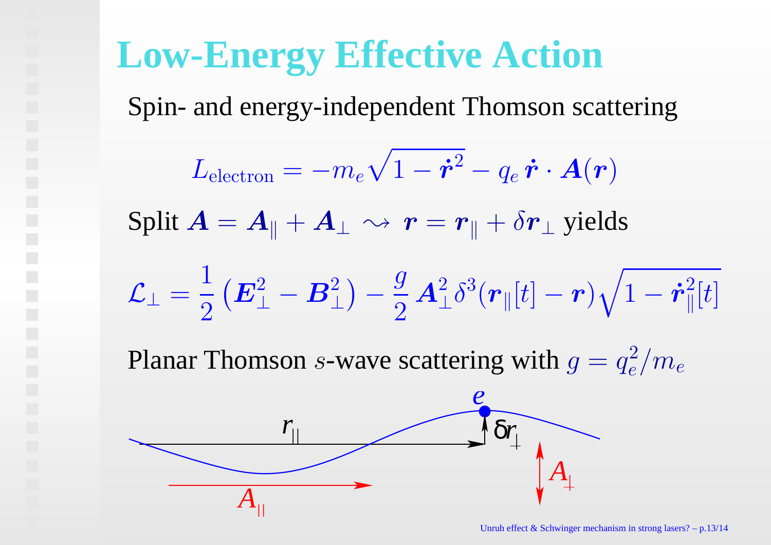# Low-Energy Effective Action

Spin- and energy-independent Thomson scattering

$$L_{\text{electron}} = -m_e \sqrt{1 - \dot{\boldsymbol{r}}^2} - q_e \, \dot{\boldsymbol{r}} \cdot \boldsymbol{A}(\boldsymbol{r})$$

Split $\boldsymbol{A} = \boldsymbol{A}_{\|} + \boldsymbol{A}_{\perp} \rightsquigarrow \boldsymbol{r} = \boldsymbol{r}_{\|} + \delta \boldsymbol{r}_{\perp}$ yields

$$\mathcal{L}_{\perp} = \frac{1}{2} \left( \boldsymbol{E}_{\perp}^2 - \boldsymbol{B}_{\perp}^2 \right) - \frac{g}{2} \, \boldsymbol{A}_{\perp}^2 \delta^3(\boldsymbol{r}_{\|}[t] - \boldsymbol{r}) \sqrt{1 - \dot{\boldsymbol{r}}_{\|}^2[t]}$$

Planar Thomson $s$-wave scattering with $g = q_e^2 / m_e$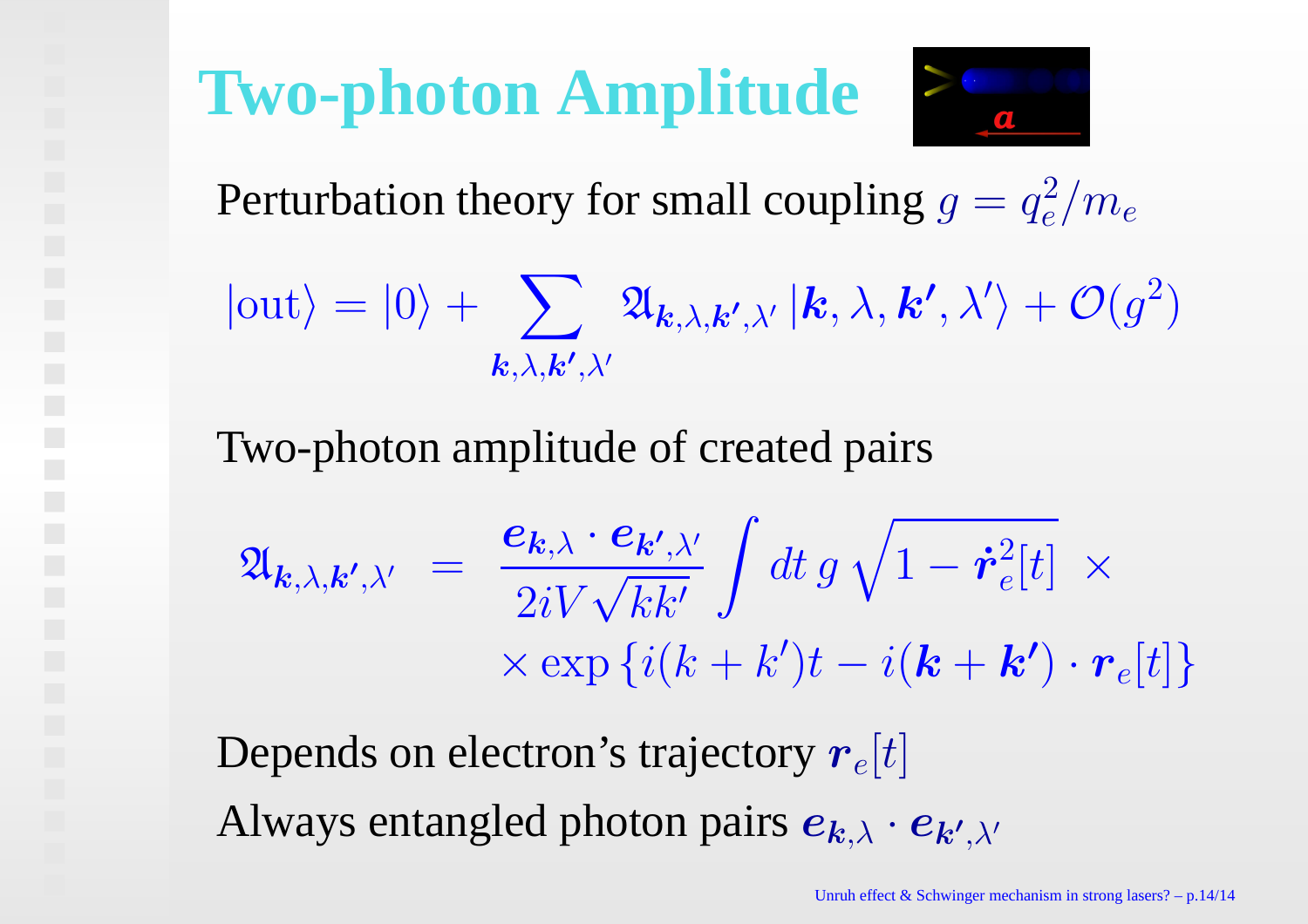# Two-photon Amplitude

Perturbation theory for small coupling $g = q_e^2/m_e$

$$|\text{out}\rangle = |0\rangle + \sum_{\boldsymbol{k},\lambda,\boldsymbol{k}',\lambda'} \mathfrak{A}_{\boldsymbol{k},\lambda,\boldsymbol{k}',\lambda'} |\boldsymbol{k},\lambda,\boldsymbol{k}',\lambda'\rangle + \mathcal{O}(g^2)$$

Two-photon amplitude of created pairs

$$\begin{aligned}\mathfrak{A}_{\boldsymbol{k},\lambda,\boldsymbol{k}',\lambda'} &= \frac{\boldsymbol{e}_{\boldsymbol{k},\lambda} \cdot \boldsymbol{e}_{\boldsymbol{k}',\lambda'}}{2iV\sqrt{kk'}} \int dt\, g\, \sqrt{1 - \dot{\boldsymbol{r}}_e^2[t]} \times \\ &\times \exp\left\{i(k+k')t - i(\boldsymbol{k}+\boldsymbol{k}') \cdot \boldsymbol{r}_e[t]\right\}\end{aligned}$$

Depends on electron's trajectory $\boldsymbol{r}_e[t]$

Always entangled photon pairs $\boldsymbol{e}_{\boldsymbol{k},\lambda} \cdot \boldsymbol{e}_{\boldsymbol{k}',\lambda'}$